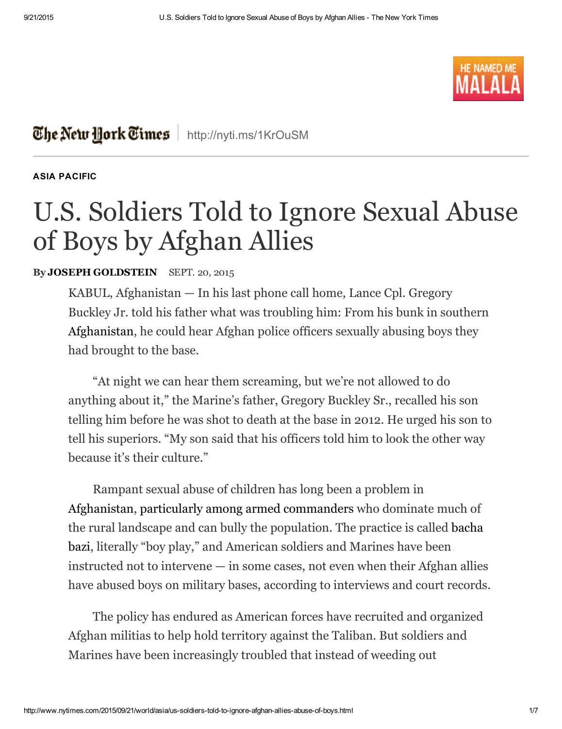The New York Times | http://nyti.ms/1KrOuSM

ASIA PACIFIC

# U.S. Soldiers Told to Ignore Sexual Abuse of Boys by Afghan Allies

By **JOSEPH GOLDSTEIN** SEPT. 20, 2015

KABUL, Afghanistan — In his last phone call home, Lance Cpl. Gregory Buckley Jr. told his father what was troubling him: From his bunk in southern Afghanistan, he could hear Afghan police officers sexually abusing boys they had brought to the base.

"At night we can hear them screaming, but we're not allowed to do anything about it," the Marine's father, Gregory Buckley Sr., recalled his son telling him before he was shot to death at the base in 2012. He urged his son to tell his superiors. "My son said that his officers told him to look the other way because it's their culture."

Rampant sexual abuse of children has long been a problem in Afghanistan, particularly among armed commanders who dominate much of the rural landscape and can bully the population. The practice is called bacha bazi, literally "boy play," and American soldiers and Marines have been instructed not to intervene — in some cases, not even when their Afghan allies have abused boys on military bases, according to interviews and court records.

The policy has endured as American forces have recruited and organized Afghan militias to help hold territory against the Taliban. But soldiers and Marines have been increasingly troubled that instead of weeding out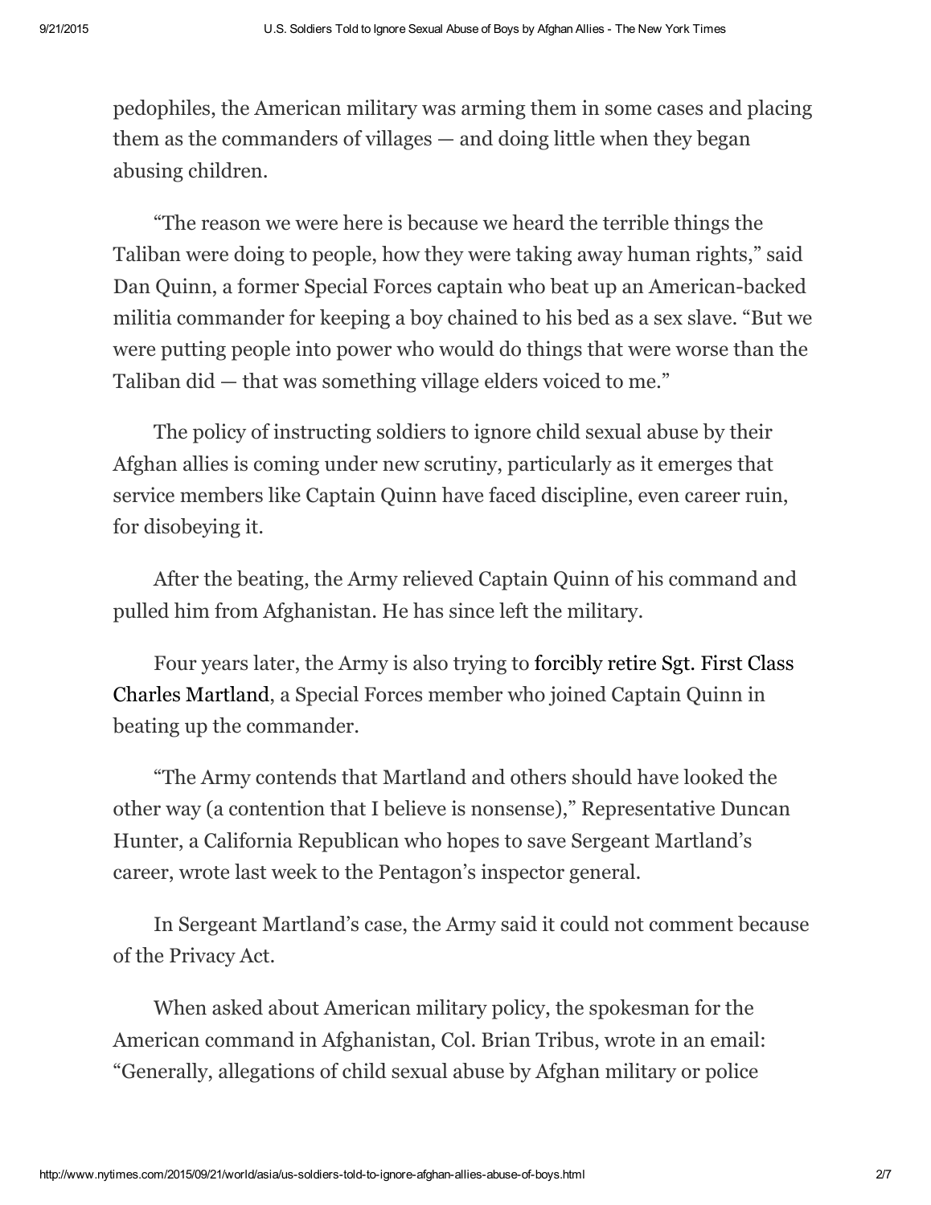pedophiles, the American military was arming them in some cases and placing them as the commanders of villages — and doing little when they began abusing children.

“The reason we were here is because we heard the terrible things the Taliban were doing to people, how they were taking away human rights,” said Dan Quinn, a former Special Forces captain who beat up an American-backed militia commander for keeping a boy chained to his bed as a sex slave. “But we were putting people into power who would do things that were worse than the Taliban did — that was something village elders voiced to me.”

The policy of instructing soldiers to ignore child sexual abuse by their Afghan allies is coming under new scrutiny, particularly as it emerges that service members like Captain Quinn have faced discipline, even career ruin, for disobeying it.

After the beating, the Army relieved Captain Quinn of his command and pulled him from Afghanistan. He has since left the military.

Four years later, the Army is also trying to forcibly retire Sgt. First Class Charles Martland, a Special Forces member who joined Captain Quinn in beating up the commander.

“The Army contends that Martland and others should have looked the other way (a contention that I believe is nonsense),” Representative Duncan Hunter, a California Republican who hopes to save Sergeant Martland’s career, wrote last week to the Pentagon’s inspector general.

In Sergeant Martland’s case, the Army said it could not comment because of the Privacy Act.

When asked about American military policy, the spokesman for the American command in Afghanistan, Col. Brian Tribus, wrote in an email: “Generally, allegations of child sexual abuse by Afghan military or police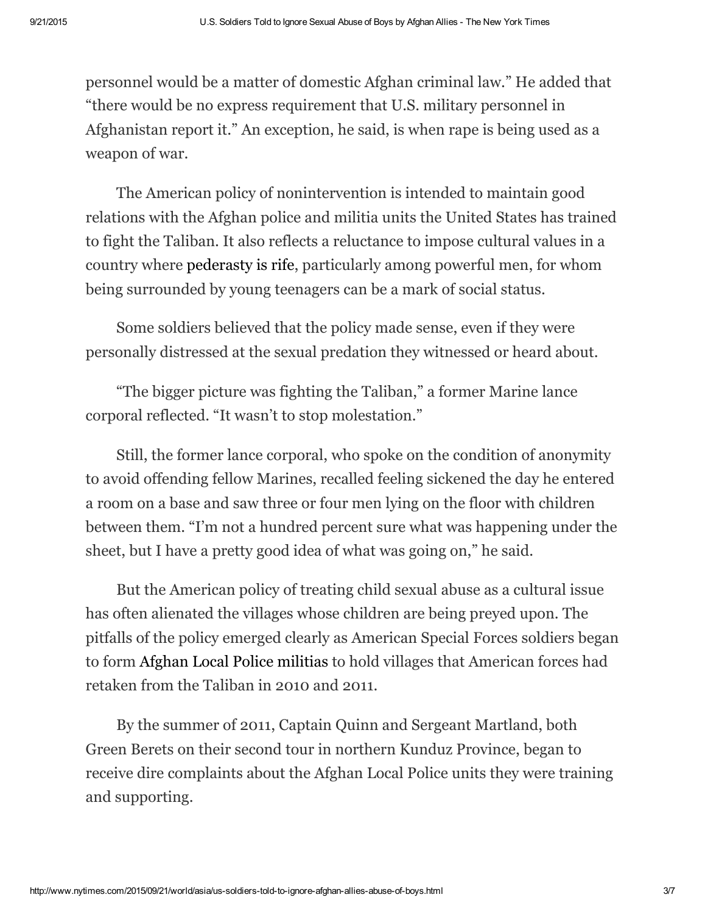personnel would be a matter of domestic Afghan criminal law." He added that "there would be no express requirement that U.S. military personnel in Afghanistan report it." An exception, he said, is when rape is being used as a weapon of war.

The American policy of nonintervention is intended to maintain good relations with the Afghan police and militia units the United States has trained to fight the Taliban. It also reflects a reluctance to impose cultural values in a country where pederasty is rife, particularly among powerful men, for whom being surrounded by young teenagers can be a mark of social status.

Some soldiers believed that the policy made sense, even if they were personally distressed at the sexual predation they witnessed or heard about.

"The bigger picture was fighting the Taliban," a former Marine lance corporal reflected. "It wasn't to stop molestation."

Still, the former lance corporal, who spoke on the condition of anonymity to avoid offending fellow Marines, recalled feeling sickened the day he entered a room on a base and saw three or four men lying on the floor with children between them. "I'm not a hundred percent sure what was happening under the sheet, but I have a pretty good idea of what was going on," he said.

But the American policy of treating child sexual abuse as a cultural issue has often alienated the villages whose children are being preyed upon. The pitfalls of the policy emerged clearly as American Special Forces soldiers began to form Afghan Local Police militias to hold villages that American forces had retaken from the Taliban in 2010 and 2011.

By the summer of 2011, Captain Quinn and Sergeant Martland, both Green Berets on their second tour in northern Kunduz Province, began to receive dire complaints about the Afghan Local Police units they were training and supporting.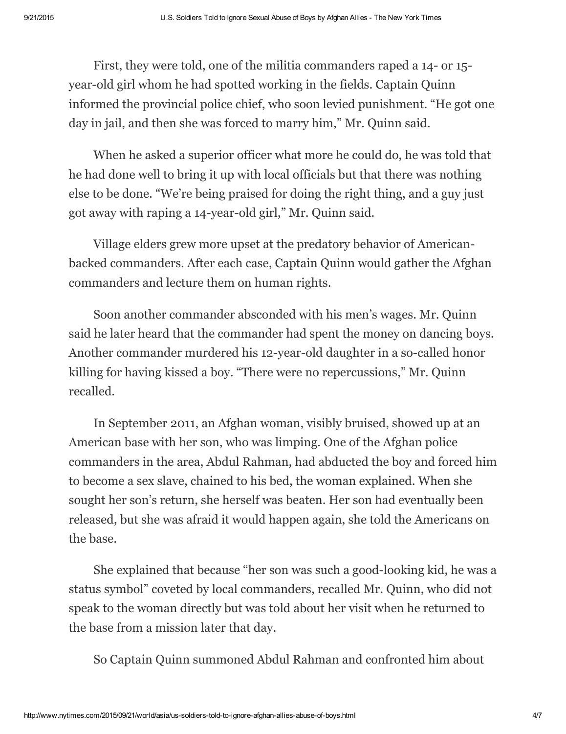First, they were told, one of the militia commanders raped a 14- or 15-year-old girl whom he had spotted working in the fields. Captain Quinn informed the provincial police chief, who soon levied punishment. "He got one day in jail, and then she was forced to marry him," Mr. Quinn said.

When he asked a superior officer what more he could do, he was told that he had done well to bring it up with local officials but that there was nothing else to be done. "We're being praised for doing the right thing, and a guy just got away with raping a 14-year-old girl," Mr. Quinn said.

Village elders grew more upset at the predatory behavior of American-backed commanders. After each case, Captain Quinn would gather the Afghan commanders and lecture them on human rights.

Soon another commander absconded with his men's wages. Mr. Quinn said he later heard that the commander had spent the money on dancing boys. Another commander murdered his 12-year-old daughter in a so-called honor killing for having kissed a boy. "There were no repercussions," Mr. Quinn recalled.

In September 2011, an Afghan woman, visibly bruised, showed up at an American base with her son, who was limping. One of the Afghan police commanders in the area, Abdul Rahman, had abducted the boy and forced him to become a sex slave, chained to his bed, the woman explained. When she sought her son's return, she herself was beaten. Her son had eventually been released, but she was afraid it would happen again, she told the Americans on the base.

She explained that because "her son was such a good-looking kid, he was a status symbol" coveted by local commanders, recalled Mr. Quinn, who did not speak to the woman directly but was told about her visit when he returned to the base from a mission later that day.

So Captain Quinn summoned Abdul Rahman and confronted him about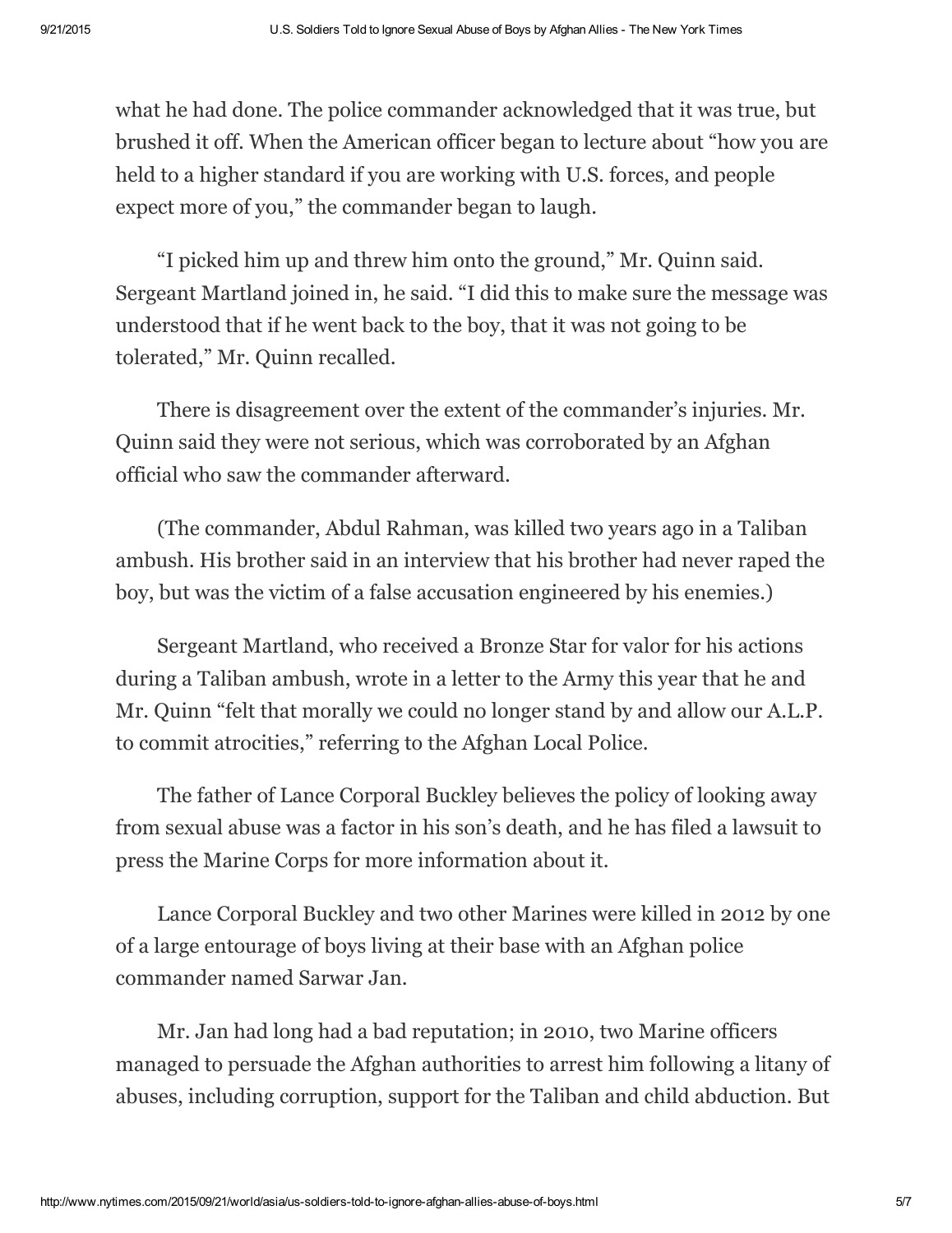what he had done. The police commander acknowledged that it was true, but brushed it off. When the American officer began to lecture about "how you are held to a higher standard if you are working with U.S. forces, and people expect more of you," the commander began to laugh.

"I picked him up and threw him onto the ground," Mr. Quinn said. Sergeant Martland joined in, he said. "I did this to make sure the message was understood that if he went back to the boy, that it was not going to be tolerated," Mr. Quinn recalled.

There is disagreement over the extent of the commander's injuries. Mr. Quinn said they were not serious, which was corroborated by an Afghan official who saw the commander afterward.

(The commander, Abdul Rahman, was killed two years ago in a Taliban ambush. His brother said in an interview that his brother had never raped the boy, but was the victim of a false accusation engineered by his enemies.)

Sergeant Martland, who received a Bronze Star for valor for his actions during a Taliban ambush, wrote in a letter to the Army this year that he and Mr. Quinn "felt that morally we could no longer stand by and allow our A.L.P. to commit atrocities," referring to the Afghan Local Police.

The father of Lance Corporal Buckley believes the policy of looking away from sexual abuse was a factor in his son's death, and he has filed a lawsuit to press the Marine Corps for more information about it.

Lance Corporal Buckley and two other Marines were killed in 2012 by one of a large entourage of boys living at their base with an Afghan police commander named Sarwar Jan.

Mr. Jan had long had a bad reputation; in 2010, two Marine officers managed to persuade the Afghan authorities to arrest him following a litany of abuses, including corruption, support for the Taliban and child abduction. But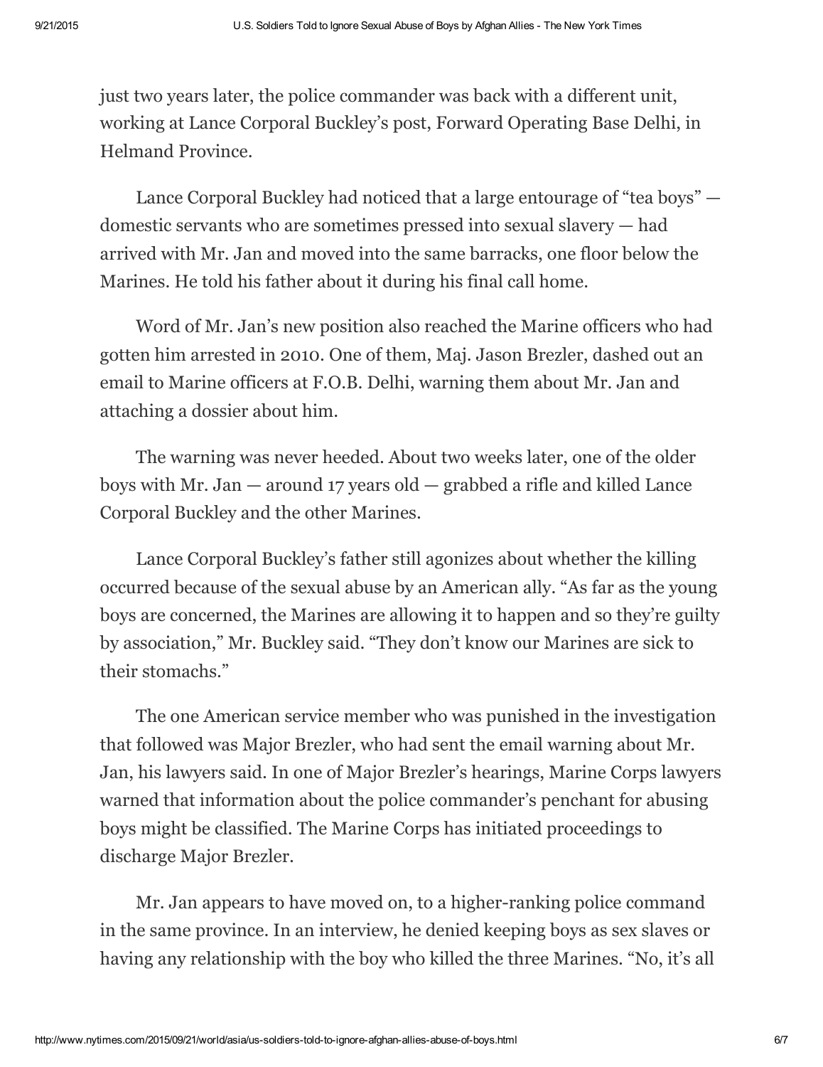just two years later, the police commander was back with a different unit, working at Lance Corporal Buckley's post, Forward Operating Base Delhi, in Helmand Province.

Lance Corporal Buckley had noticed that a large entourage of "tea boys" — domestic servants who are sometimes pressed into sexual slavery — had arrived with Mr. Jan and moved into the same barracks, one floor below the Marines. He told his father about it during his final call home.

Word of Mr. Jan's new position also reached the Marine officers who had gotten him arrested in 2010. One of them, Maj. Jason Brezler, dashed out an email to Marine officers at F.O.B. Delhi, warning them about Mr. Jan and attaching a dossier about him.

The warning was never heeded. About two weeks later, one of the older boys with Mr. Jan — around 17 years old — grabbed a rifle and killed Lance Corporal Buckley and the other Marines.

Lance Corporal Buckley's father still agonizes about whether the killing occurred because of the sexual abuse by an American ally. "As far as the young boys are concerned, the Marines are allowing it to happen and so they're guilty by association," Mr. Buckley said. "They don't know our Marines are sick to their stomachs."

The one American service member who was punished in the investigation that followed was Major Brezler, who had sent the email warning about Mr. Jan, his lawyers said. In one of Major Brezler's hearings, Marine Corps lawyers warned that information about the police commander's penchant for abusing boys might be classified. The Marine Corps has initiated proceedings to discharge Major Brezler.

Mr. Jan appears to have moved on, to a higher-ranking police command in the same province. In an interview, he denied keeping boys as sex slaves or having any relationship with the boy who killed the three Marines. "No, it's all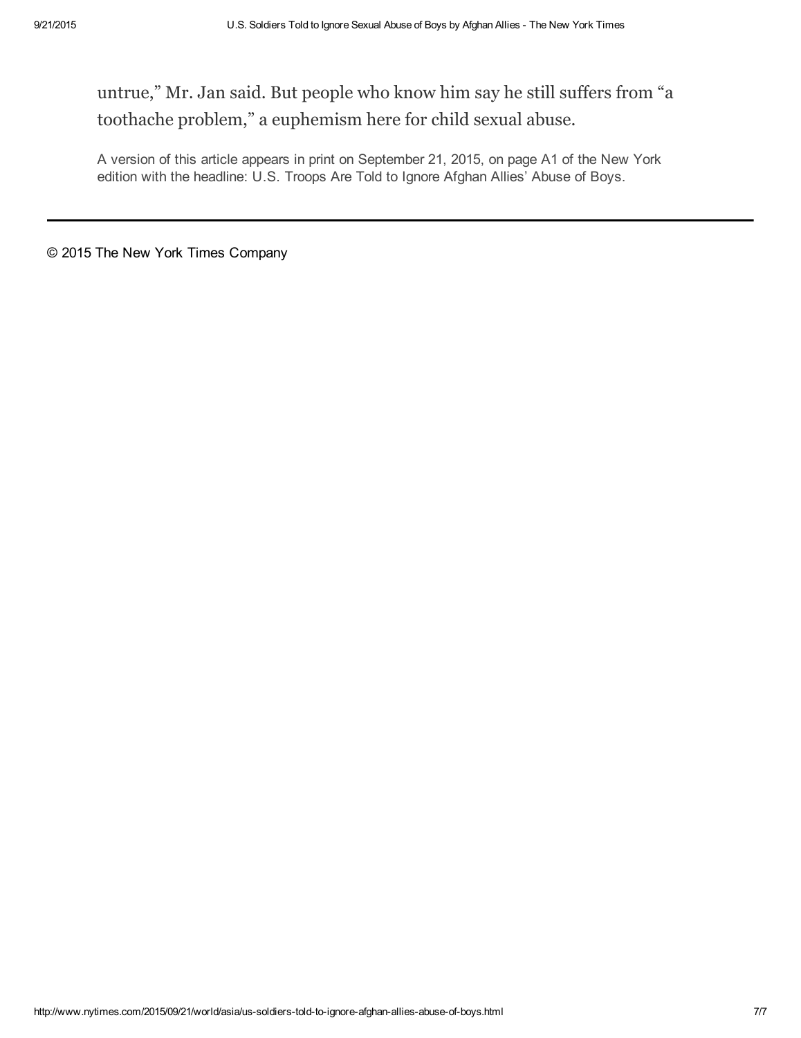untrue," Mr. Jan said. But people who know him say he still suffers from "a toothache problem," a euphemism here for child sexual abuse.

A version of this article appears in print on September 21, 2015, on page A1 of the New York edition with the headline: U.S. Troops Are Told to Ignore Afghan Allies' Abuse of Boys.

---

© 2015 The New York Times Company